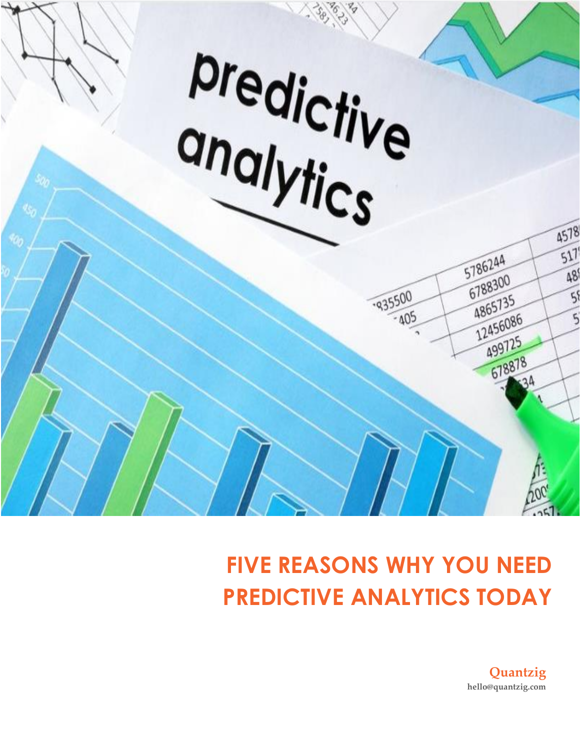# FIVE REASONS WHY YOU NEED PREDICTIVE ANALYTICS TODAY

**Quantzig**
**hello@quantzig.com**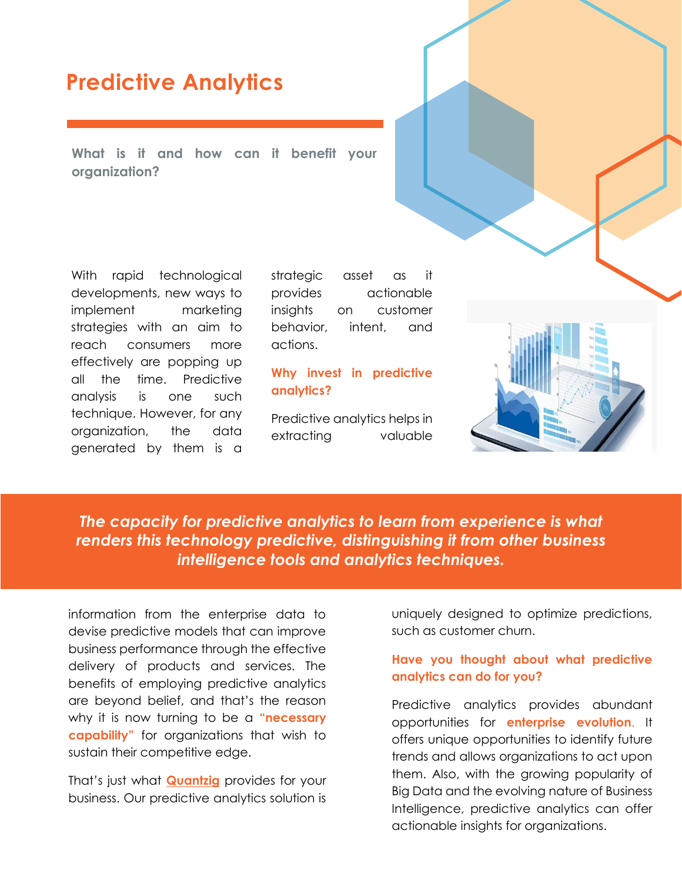# Predictive Analytics

**What is it and how can it benefit your organization?**

With rapid technological developments, new ways to implement marketing strategies with an aim to reach consumers more effectively are popping up all the time. Predictive analysis is one such technique. However, for any organization, the data generated by them is a strategic asset as it provides actionable insights on customer behavior, intent, and actions.

## Why invest in predictive analytics?

Predictive analytics helps in extracting valuable information from the enterprise data to devise predictive models that can improve business performance through the effective delivery of products and services. The benefits of employing predictive analytics are beyond belief, and that's the reason why it is now turning to be a **"necessary capability"** for organizations that wish to sustain their competitive edge.

> ***The capacity for predictive analytics to learn from experience is what renders this technology predictive, distinguishing it from other business intelligence tools and analytics techniques.***

That's just what **Quantzig** provides for your business. Our predictive analytics solution is uniquely designed to optimize predictions, such as customer churn.

## Have you thought about what predictive analytics can do for you?

Predictive analytics provides abundant opportunities for **enterprise evolution**. It offers unique opportunities to identify future trends and allows organizations to act upon them. Also, with the growing popularity of Big Data and the evolving nature of Business Intelligence, predictive analytics can offer actionable insights for organizations.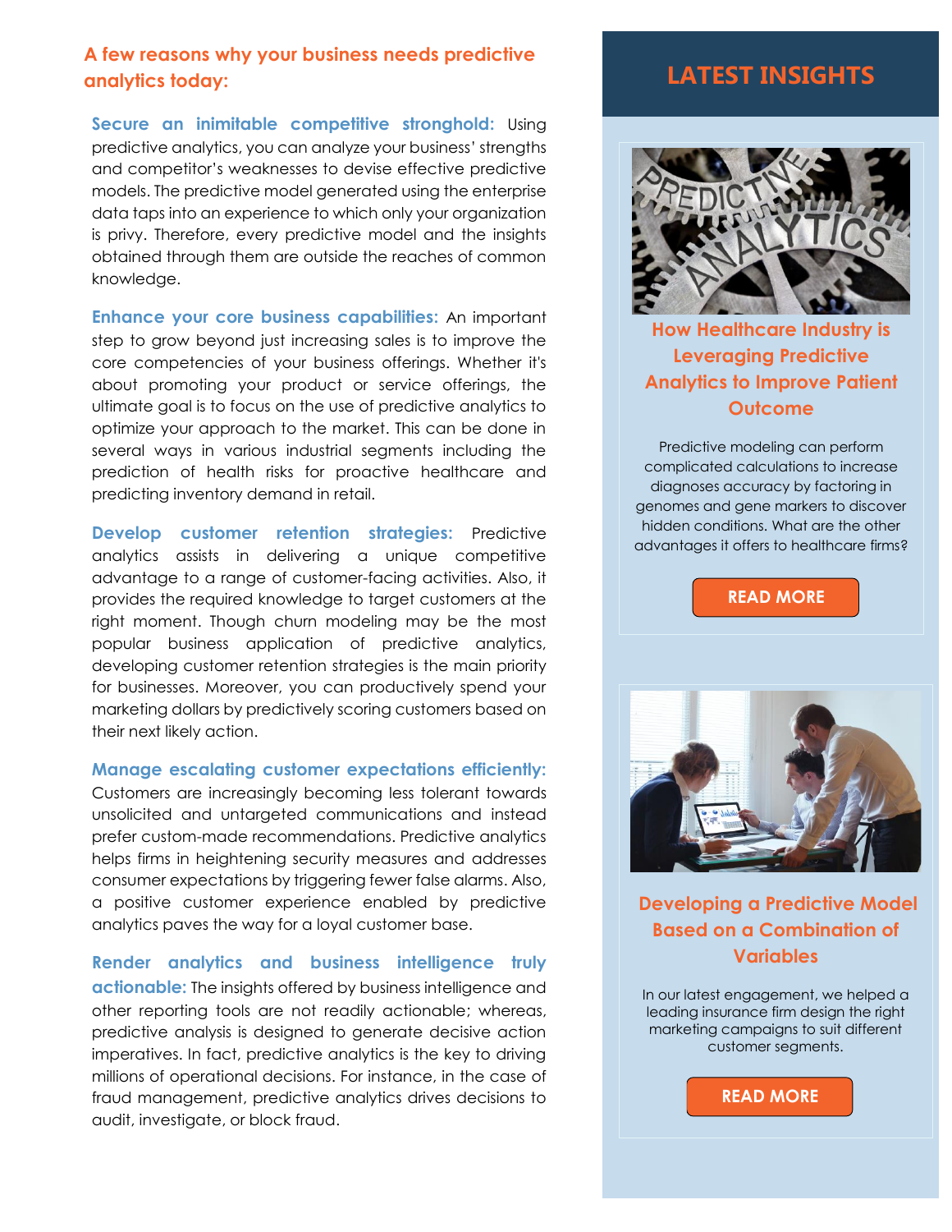## A few reasons why your business needs predictive analytics today:

**Secure an inimitable competitive stronghold:** Using predictive analytics, you can analyze your business' strengths and competitor's weaknesses to devise effective predictive models. The predictive model generated using the enterprise data taps into an experience to which only your organization is privy. Therefore, every predictive model and the insights obtained through them are outside the reaches of common knowledge.

**Enhance your core business capabilities:** An important step to grow beyond just increasing sales is to improve the core competencies of your business offerings. Whether it's about promoting your product or service offerings, the ultimate goal is to focus on the use of predictive analytics to optimize your approach to the market. This can be done in several ways in various industrial segments including the prediction of health risks for proactive healthcare and predicting inventory demand in retail.

**Develop customer retention strategies:** Predictive analytics assists in delivering a unique competitive advantage to a range of customer-facing activities. Also, it provides the required knowledge to target customers at the right moment. Though churn modeling may be the most popular business application of predictive analytics, developing customer retention strategies is the main priority for businesses. Moreover, you can productively spend your marketing dollars by predictively scoring customers based on their next likely action.

**Manage escalating customer expectations efficiently:** Customers are increasingly becoming less tolerant towards unsolicited and untargeted communications and instead prefer custom-made recommendations. Predictive analytics helps firms in heightening security measures and addresses consumer expectations by triggering fewer false alarms. Also, a positive customer experience enabled by predictive analytics paves the way for a loyal customer base.

**Render analytics and business intelligence truly actionable:** The insights offered by business intelligence and other reporting tools are not readily actionable; whereas, predictive analysis is designed to generate decisive action imperatives. In fact, predictive analytics is the key to driving millions of operational decisions. For instance, in the case of fraud management, predictive analytics drives decisions to audit, investigate, or block fraud.

## LATEST INSIGHTS

### How Healthcare Industry is Leveraging Predictive Analytics to Improve Patient Outcome

Predictive modeling can perform complicated calculations to increase diagnoses accuracy by factoring in genomes and gene markers to discover hidden conditions. What are the other advantages it offers to healthcare firms?

**READ MORE**

### Developing a Predictive Model Based on a Combination of Variables

In our latest engagement, we helped a leading insurance firm design the right marketing campaigns to suit different customer segments.

**READ MORE**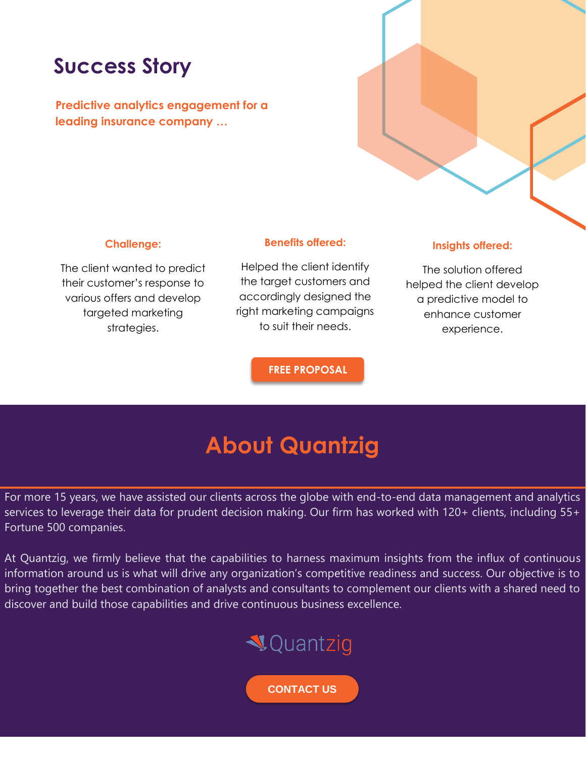# Success Story

**Predictive analytics engagement for a leading insurance company …**

### Challenge:

The client wanted to predict their customer's response to various offers and develop targeted marketing strategies.

### Benefits offered:

Helped the client identify the target customers and accordingly designed the right marketing campaigns to suit their needs.

### Insights offered:

The solution offered helped the client develop a predictive model to enhance customer experience.

FREE PROPOSAL

## About Quantzig

For more 15 years, we have assisted our clients across the globe with end-to-end data management and analytics services to leverage their data for prudent decision making. Our firm has worked with 120+ clients, including 55+ Fortune 500 companies.

At Quantzig, we firmly believe that the capabilities to harness maximum insights from the influx of continuous information around us is what will drive any organization's competitive readiness and success. Our objective is to bring together the best combination of analysts and consultants to complement our clients with a shared need to discover and build those capabilities and drive continuous business excellence.

Quantzig

CONTACT US